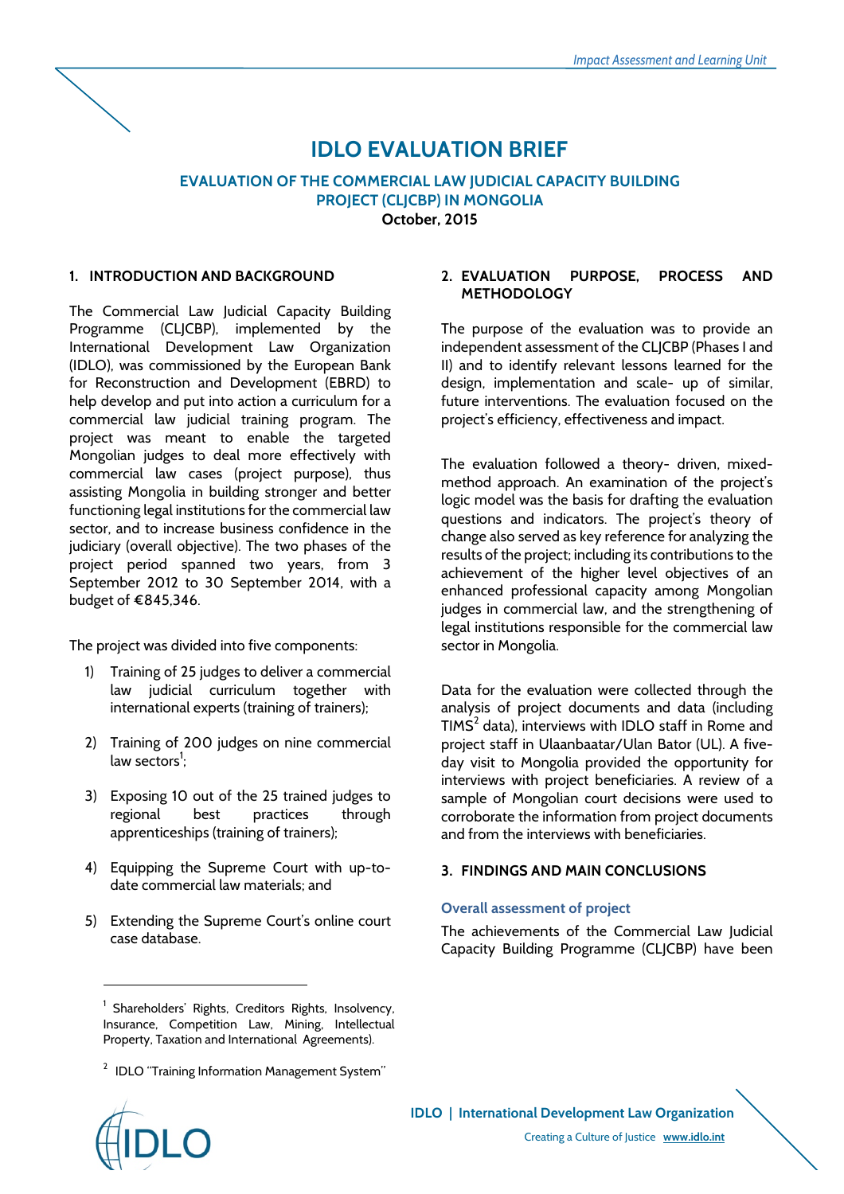# IDLO EVALUATION BRIEF

## EVALUATION OF THE COMMERCIAL LAW JUDICIAL CAPACITY BUILDING PROJECT (CLJCBP) IN MONGOLIA

**October, 2015**

### 1. INTRODUCTION AND BACKGROUND

The Commercial Law Judicial Capacity Building Programme (CLJCBP), implemented by the International Development Law Organization (IDLO), was commissioned by the European Bank for Reconstruction and Development (EBRD) to help develop and put into action a curriculum for a commercial law judicial training program. The project was meant to enable the targeted Mongolian judges to deal more effectively with commercial law cases (project purpose), thus assisting Mongolia in building stronger and better functioning legal institutions for the commercial law sector, and to increase business confidence in the judiciary (overall objective). The two phases of the project period spanned two years, from 3 September 2012 to 30 September 2014, with a budget of €845,346.

The project was divided into five components:

1) Training of 25 judges to deliver a commercial law judicial curriculum together with international experts (training of trainers);
2) Training of 200 judges on nine commercial law sectors[1];
3) Exposing 10 out of the 25 trained judges to regional best practices through apprenticeships (training of trainers);
4) Equipping the Supreme Court with up-to-date commercial law materials; and
5) Extending the Supreme Court's online court case database.

[1] Shareholders' Rights, Creditors Rights, Insolvency, Insurance, Competition Law, Mining, Intellectual Property, Taxation and International Agreements).

[2] IDLO "Training Information Management System"

### 2. EVALUATION PURPOSE, PROCESS AND METHODOLOGY

The purpose of the evaluation was to provide an independent assessment of the CLJCBP (Phases I and II) and to identify relevant lessons learned for the design, implementation and scale- up of similar, future interventions. The evaluation focused on the project's efficiency, effectiveness and impact.

The evaluation followed a theory- driven, mixed-method approach. An examination of the project's logic model was the basis for drafting the evaluation questions and indicators. The project's theory of change also served as key reference for analyzing the results of the project; including its contributions to the achievement of the higher level objectives of an enhanced professional capacity among Mongolian judges in commercial law, and the strengthening of legal institutions responsible for the commercial law sector in Mongolia.

Data for the evaluation were collected through the analysis of project documents and data (including TIMS[2] data), interviews with IDLO staff in Rome and project staff in Ulaanbaatar/Ulan Bator (UL). A five-day visit to Mongolia provided the opportunity for interviews with project beneficiaries. A review of a sample of Mongolian court decisions were used to corroborate the information from project documents and from the interviews with beneficiaries.

### 3. FINDINGS AND MAIN CONCLUSIONS

#### Overall assessment of project

The achievements of the Commercial Law Judicial Capacity Building Programme (CLJCBP) have been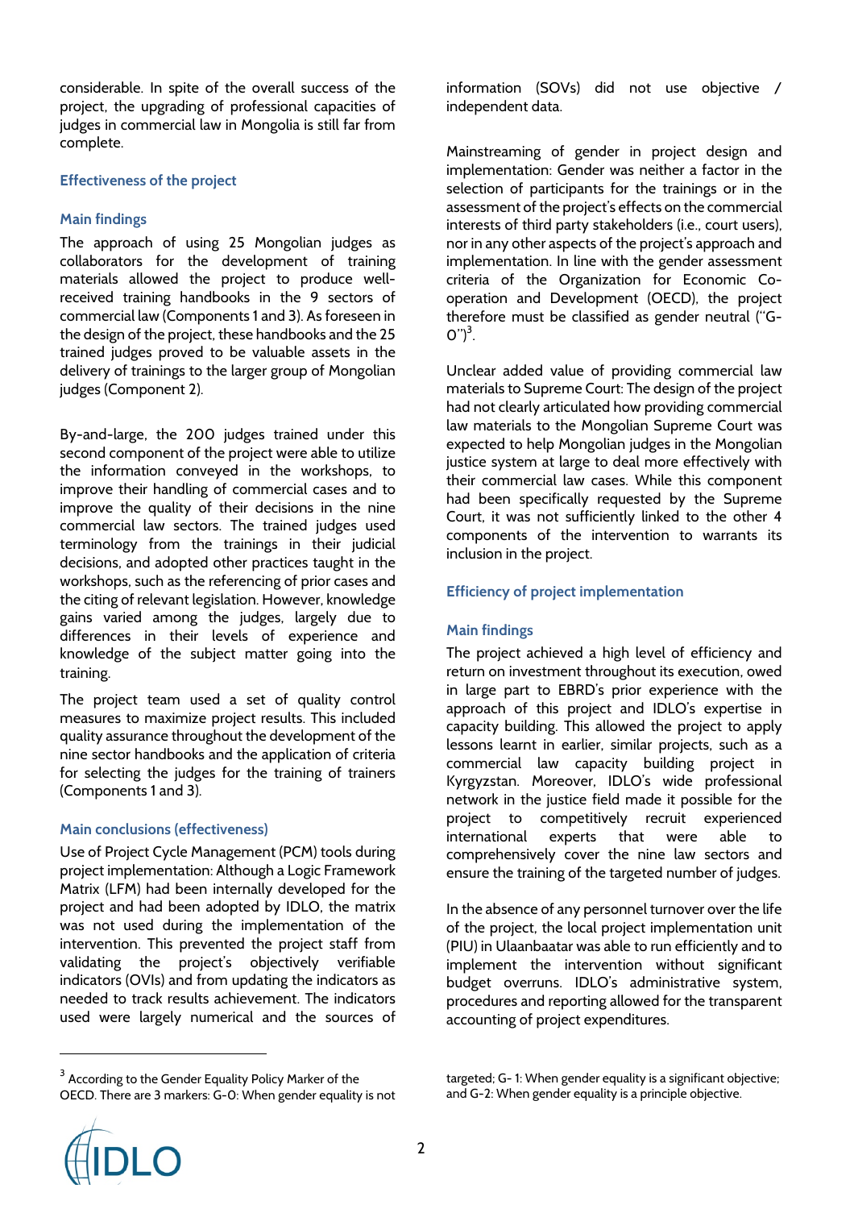considerable. In spite of the overall success of the project, the upgrading of professional capacities of judges in commercial law in Mongolia is still far from complete.

### Effectiveness of the project

#### Main findings

The approach of using 25 Mongolian judges as collaborators for the development of training materials allowed the project to produce well-received training handbooks in the 9 sectors of commercial law (Components 1 and 3). As foreseen in the design of the project, these handbooks and the 25 trained judges proved to be valuable assets in the delivery of trainings to the larger group of Mongolian judges (Component 2).

By-and-large, the 200 judges trained under this second component of the project were able to utilize the information conveyed in the workshops, to improve their handling of commercial cases and to improve the quality of their decisions in the nine commercial law sectors. The trained judges used terminology from the trainings in their judicial decisions, and adopted other practices taught in the workshops, such as the referencing of prior cases and the citing of relevant legislation. However, knowledge gains varied among the judges, largely due to differences in their levels of experience and knowledge of the subject matter going into the training.

The project team used a set of quality control measures to maximize project results. This included quality assurance throughout the development of the nine sector handbooks and the application of criteria for selecting the judges for the training of trainers (Components 1 and 3).

#### Main conclusions (effectiveness)

Use of Project Cycle Management (PCM) tools during project implementation: Although a Logic Framework Matrix (LFM) had been internally developed for the project and had been adopted by IDLO, the matrix was not used during the implementation of the intervention. This prevented the project staff from validating the project's objectively verifiable indicators (OVIs) and from updating the indicators as needed to track results achievement. The indicators used were largely numerical and the sources of information (SOVs) did not use objective / independent data.

Mainstreaming of gender in project design and implementation: Gender was neither a factor in the selection of participants for the trainings or in the assessment of the project's effects on the commercial interests of third party stakeholders (i.e., court users), nor in any other aspects of the project's approach and implementation. In line with the gender assessment criteria of the Organization for Economic Co-operation and Development (OECD), the project therefore must be classified as gender neutral ("G-0")[3].

Unclear added value of providing commercial law materials to Supreme Court: The design of the project had not clearly articulated how providing commercial law materials to the Mongolian Supreme Court was expected to help Mongolian judges in the Mongolian justice system at large to deal more effectively with their commercial law cases. While this component had been specifically requested by the Supreme Court, it was not sufficiently linked to the other 4 components of the intervention to warrants its inclusion in the project.

### Efficiency of project implementation

#### Main findings

The project achieved a high level of efficiency and return on investment throughout its execution, owed in large part to EBRD's prior experience with the approach of this project and IDLO's expertise in capacity building. This allowed the project to apply lessons learnt in earlier, similar projects, such as a commercial law capacity building project in Kyrgyzstan. Moreover, IDLO's wide professional network in the justice field made it possible for the project to competitively recruit experienced international experts that were able to comprehensively cover the nine law sectors and ensure the training of the targeted number of judges.

In the absence of any personnel turnover over the life of the project, the local project implementation unit (PIU) in Ulaanbaatar was able to run efficiently and to implement the intervention without significant budget overruns. IDLO's administrative system, procedures and reporting allowed for the transparent accounting of project expenditures.

---

[3] According to the Gender Equality Policy Marker of the OECD. There are 3 markers: G-0: When gender equality is not targeted; G- 1: When gender equality is a significant objective; and G-2: When gender equality is a principle objective.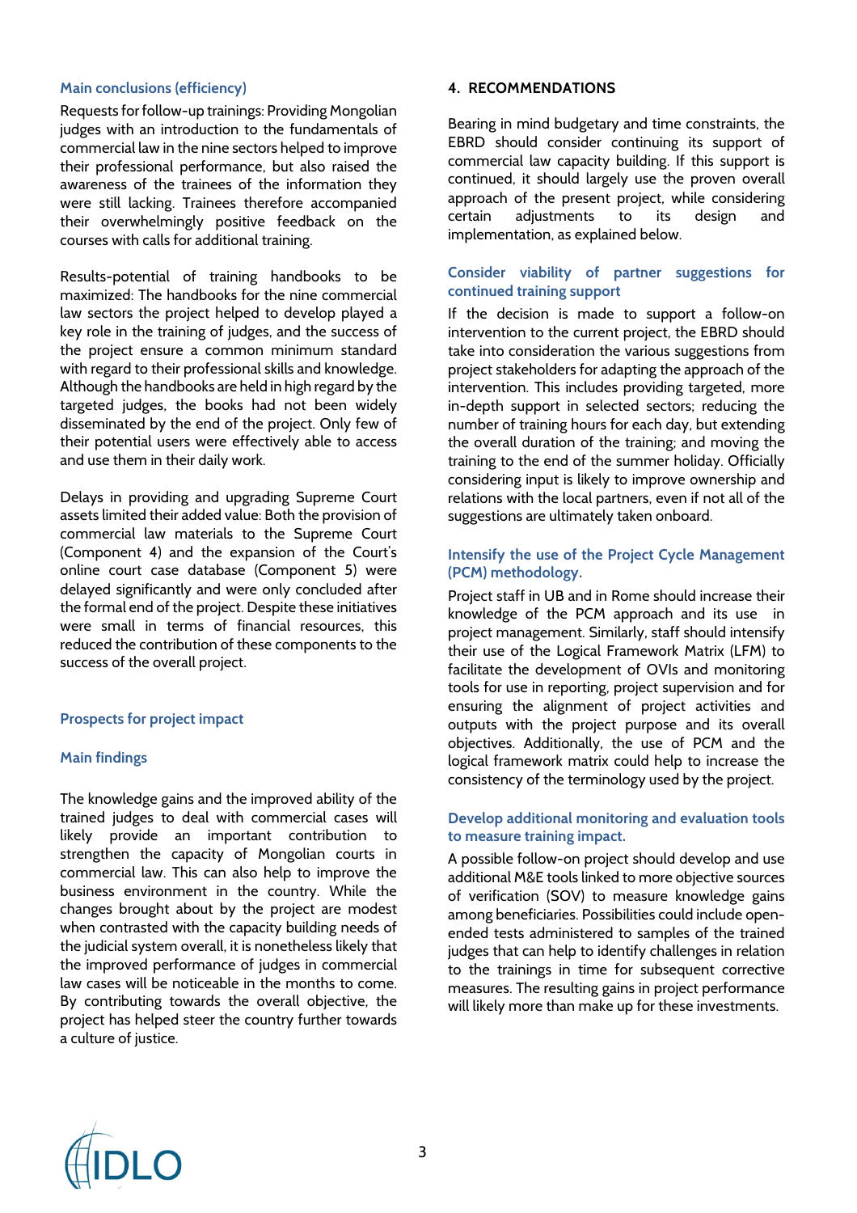### Main conclusions (efficiency)

Requests for follow-up trainings: Providing Mongolian judges with an introduction to the fundamentals of commercial law in the nine sectors helped to improve their professional performance, but also raised the awareness of the trainees of the information they were still lacking. Trainees therefore accompanied their overwhelmingly positive feedback on the courses with calls for additional training.

Results-potential of training handbooks to be maximized: The handbooks for the nine commercial law sectors the project helped to develop played a key role in the training of judges, and the success of the project ensure a common minimum standard with regard to their professional skills and knowledge. Although the handbooks are held in high regard by the targeted judges, the books had not been widely disseminated by the end of the project. Only few of their potential users were effectively able to access and use them in their daily work.

Delays in providing and upgrading Supreme Court assets limited their added value: Both the provision of commercial law materials to the Supreme Court (Component 4) and the expansion of the Court's online court case database (Component 5) were delayed significantly and were only concluded after the formal end of the project. Despite these initiatives were small in terms of financial resources, this reduced the contribution of these components to the success of the overall project.

### Prospects for project impact

### Main findings

The knowledge gains and the improved ability of the trained judges to deal with commercial cases will likely provide an important contribution to strengthen the capacity of Mongolian courts in commercial law. This can also help to improve the business environment in the country. While the changes brought about by the project are modest when contrasted with the capacity building needs of the judicial system overall, it is nonetheless likely that the improved performance of judges in commercial law cases will be noticeable in the months to come. By contributing towards the overall objective, the project has helped steer the country further towards a culture of justice.

## 4. RECOMMENDATIONS

Bearing in mind budgetary and time constraints, the EBRD should consider continuing its support of commercial law capacity building. If this support is continued, it should largely use the proven overall approach of the present project, while considering certain adjustments to its design and implementation, as explained below.

### Consider viability of partner suggestions for continued training support

If the decision is made to support a follow-on intervention to the current project, the EBRD should take into consideration the various suggestions from project stakeholders for adapting the approach of the intervention. This includes providing targeted, more in-depth support in selected sectors; reducing the number of training hours for each day, but extending the overall duration of the training; and moving the training to the end of the summer holiday. Officially considering input is likely to improve ownership and relations with the local partners, even if not all of the suggestions are ultimately taken onboard.

### Intensify the use of the Project Cycle Management (PCM) methodology.

Project staff in UB and in Rome should increase their knowledge of the PCM approach and its use in project management. Similarly, staff should intensify their use of the Logical Framework Matrix (LFM) to facilitate the development of OVIs and monitoring tools for use in reporting, project supervision and for ensuring the alignment of project activities and outputs with the project purpose and its overall objectives. Additionally, the use of PCM and the logical framework matrix could help to increase the consistency of the terminology used by the project.

### Develop additional monitoring and evaluation tools to measure training impact.

A possible follow-on project should develop and use additional M&E tools linked to more objective sources of verification (SOV) to measure knowledge gains among beneficiaries. Possibilities could include open-ended tests administered to samples of the trained judges that can help to identify challenges in relation to the trainings in time for subsequent corrective measures. The resulting gains in project performance will likely more than make up for these investments.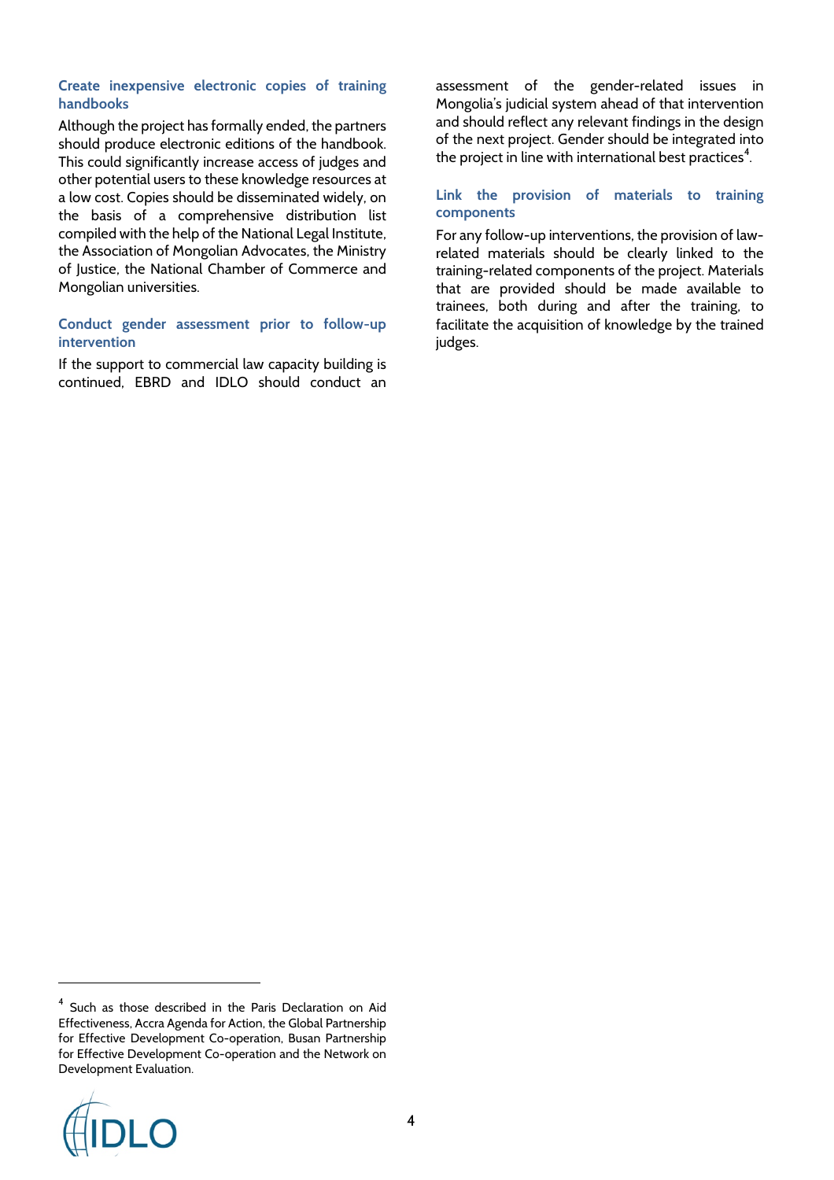### Create inexpensive electronic copies of training handbooks

Although the project has formally ended, the partners should produce electronic editions of the handbook. This could significantly increase access of judges and other potential users to these knowledge resources at a low cost. Copies should be disseminated widely, on the basis of a comprehensive distribution list compiled with the help of the National Legal Institute, the Association of Mongolian Advocates, the Ministry of Justice, the National Chamber of Commerce and Mongolian universities.

### Conduct gender assessment prior to follow-up intervention

If the support to commercial law capacity building is continued, EBRD and IDLO should conduct an assessment of the gender-related issues in Mongolia's judicial system ahead of that intervention and should reflect any relevant findings in the design of the next project. Gender should be integrated into the project in line with international best practices[4].

### Link the provision of materials to training components

For any follow-up interventions, the provision of law-related materials should be clearly linked to the training-related components of the project. Materials that are provided should be made available to trainees, both during and after the training, to facilitate the acquisition of knowledge by the trained judges.

---

[4] Such as those described in the Paris Declaration on Aid Effectiveness, Accra Agenda for Action, the Global Partnership for Effective Development Co-operation, Busan Partnership for Effective Development Co-operation and the Network on Development Evaluation.